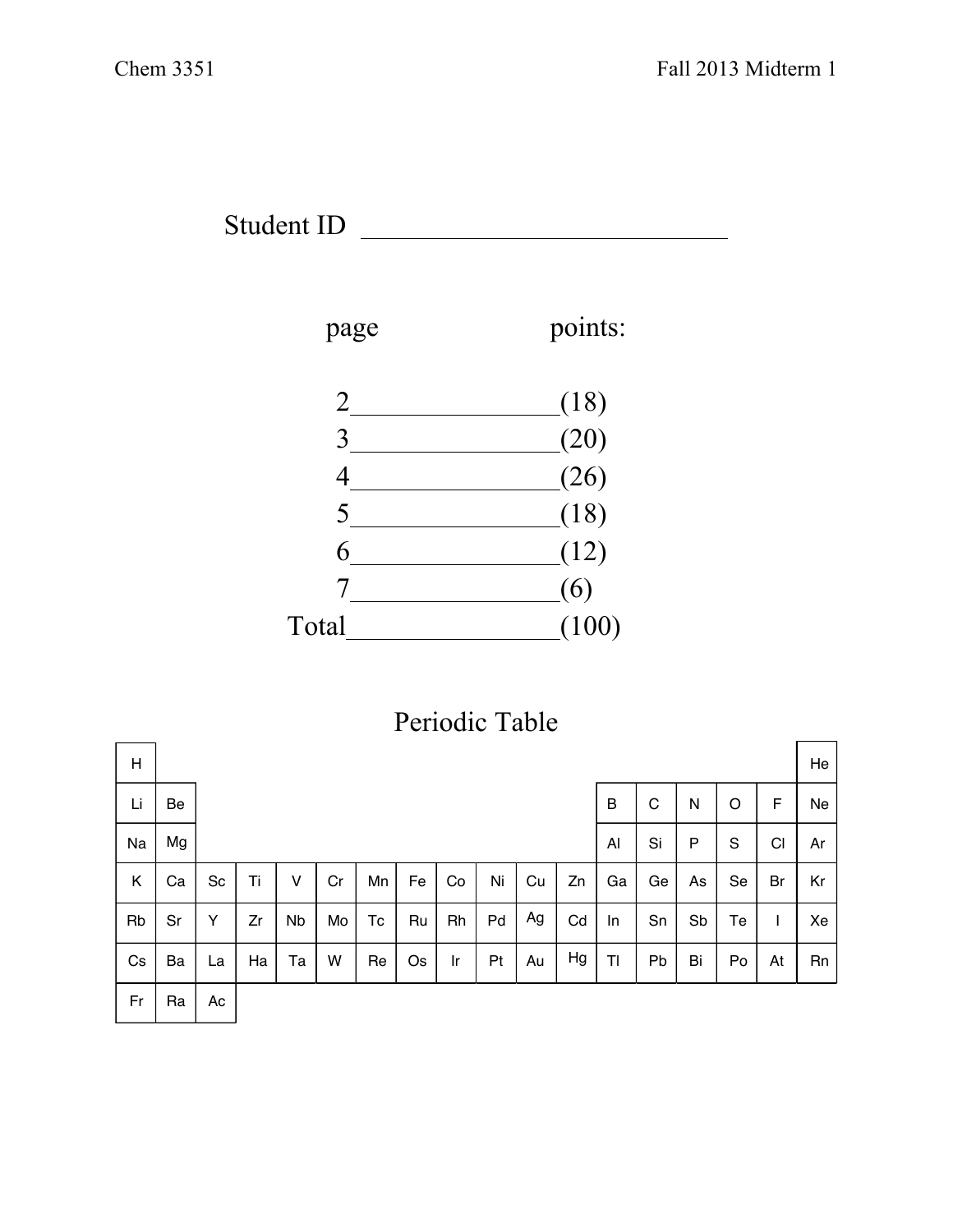Student ID ______________________________

| page | points: |
| --- | --- |
| 2 ______________ | (18) |
| 3 ______________ | (20) |
| 4 ______________ | (26) |
| 5 ______________ | (18) |
| 6 ______________ | (12) |
| 7 ______________ | (6) |
| Total ______________ | (100) |

## Periodic Table

| | | | | | | | | | | | | | | | | | |
| --- | --- | --- | --- | --- | --- | --- | --- | --- | --- | --- | --- | --- | --- | --- | --- | --- | --- |
| H | | | | | | | | | | | | | | | | | He |
| Li | Be | | | | | | | | | | | B | C | N | O | F | Ne |
| Na | Mg | | | | | | | | | | | Al | Si | P | S | Cl | Ar |
| K | Ca | Sc | Ti | V | Cr | Mn | Fe | Co | Ni | Cu | Zn | Ga | Ge | As | Se | Br | Kr |
| Rb | Sr | Y | Zr | Nb | Mo | Tc | Ru | Rh | Pd | Ag | Cd | In | Sn | Sb | Te | I | Xe |
| Cs | Ba | La | Ha | Ta | W | Re | Os | Ir | Pt | Au | Hg | Tl | Pb | Bi | Po | At | Rn |
| Fr | Ra | Ac | | | | | | | | | | | | | | | |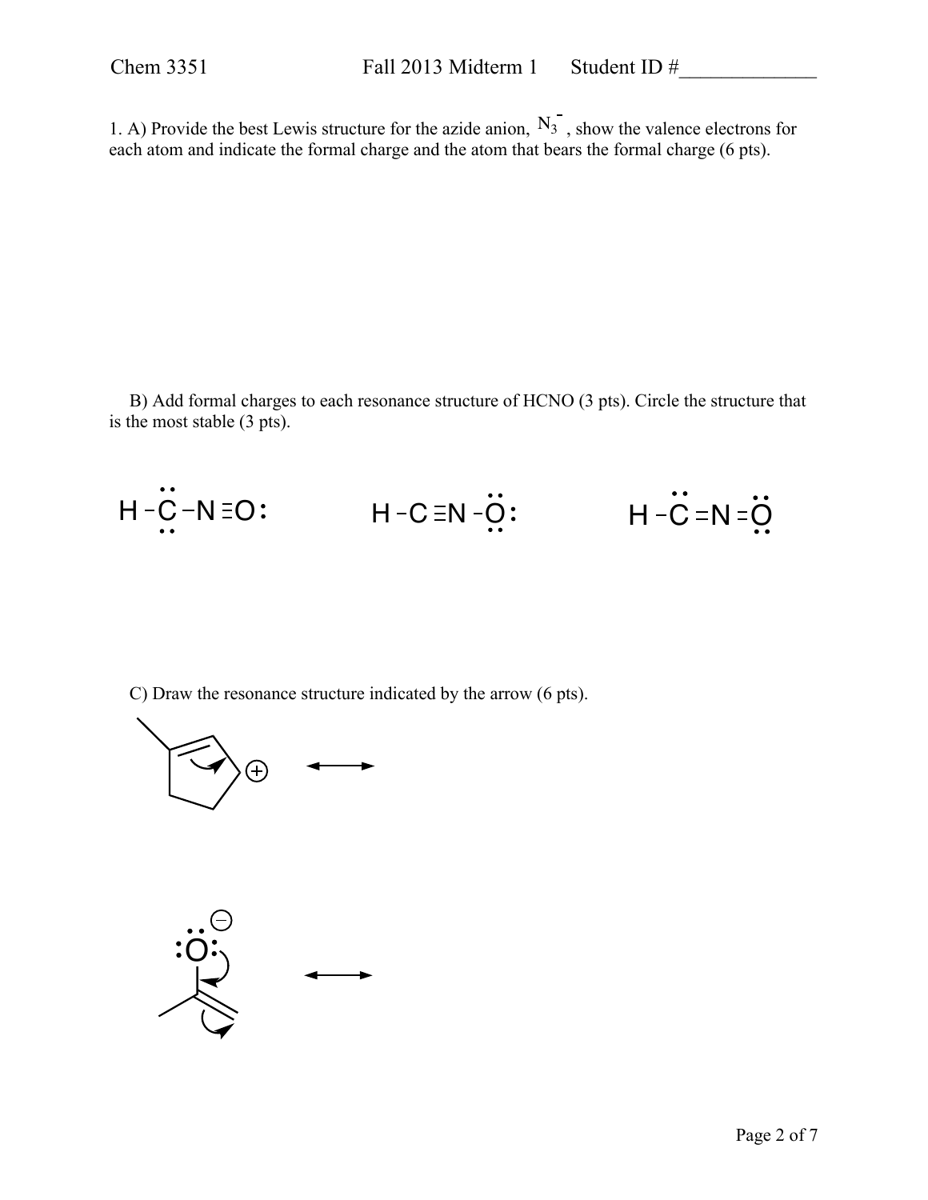1. A) Provide the best Lewis structure for the azide anion, $N_3^-$, show the valence electrons for each atom and indicate the formal charge and the atom that bears the formal charge (6 pts).

B) Add formal charges to each resonance structure of HCNO (3 pts). Circle the structure that is the most stable (3 pts).

$$\mathrm{H{-}\ddot{\underset{\cdot\cdot}{C}}{-}N{\equiv}O{:}} \qquad \mathrm{H{-}C{\equiv}N{-}\ddot{\underset{\cdot\cdot}{O}}{:}} \qquad \mathrm{H{-}\ddot{C}{=}N{=}\ddot{\underset{\cdot\cdot}{O}}}$$

C) Draw the resonance structure indicated by the arrow (6 pts).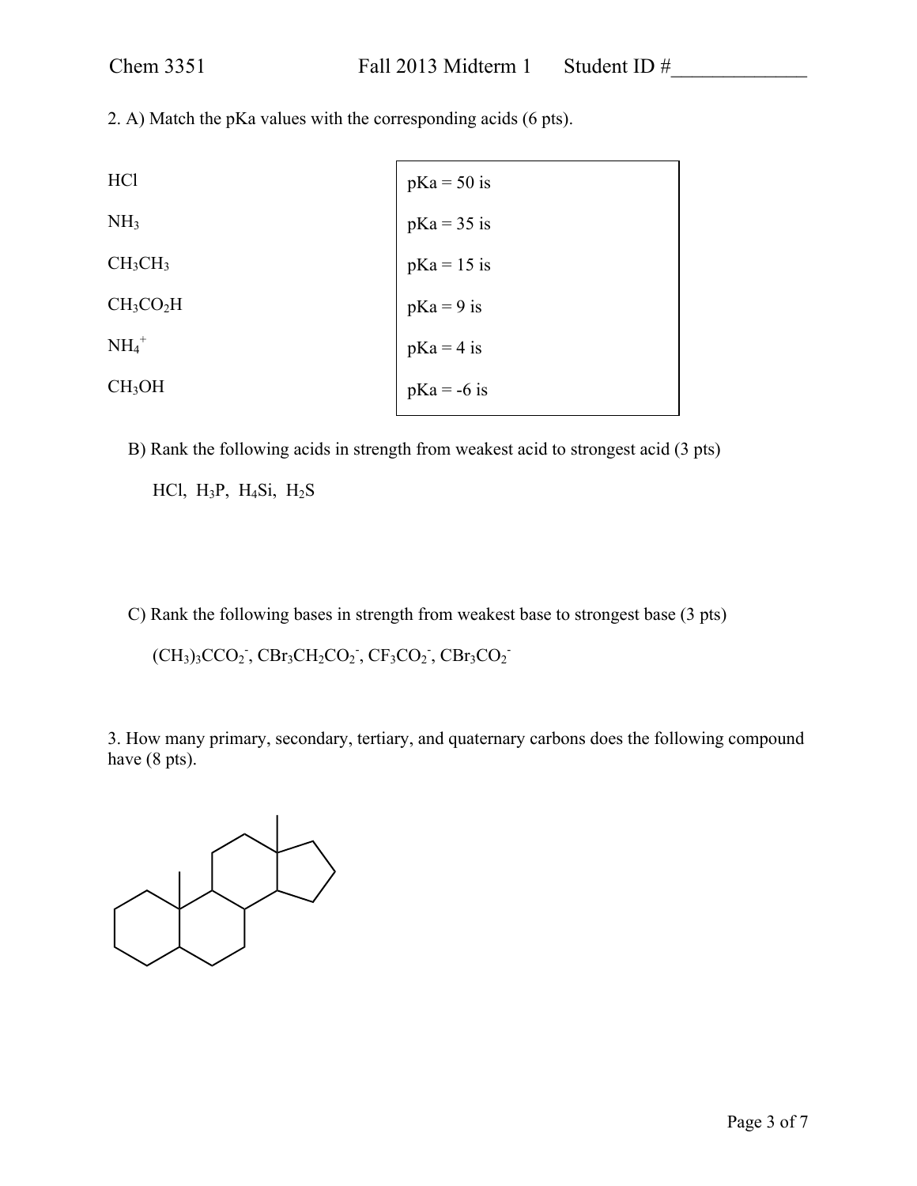2. A) Match the pKa values with the corresponding acids (6 pts).

$HCl$

$NH_3$

$CH_3CH_3$

$CH_3CO_2H$

$NH_4^+$

$CH_3OH$

| |
|---|
| pKa = 50 is |
| pKa = 35 is |
| pKa = 15 is |
| pKa = 9 is |
| pKa = 4 is |
| pKa = -6 is |

B) Rank the following acids in strength from weakest acid to strongest acid (3 pts)

$HCl$, $H_3P$, $H_4Si$, $H_2S$

C) Rank the following bases in strength from weakest base to strongest base (3 pts)

$(CH_3)_3CCO_2^-$, $CBr_3CH_2CO_2^-$, $CF_3CO_2^-$, $CBr_3CO_2^-$

3. How many primary, secondary, tertiary, and quaternary carbons does the following compound have (8 pts).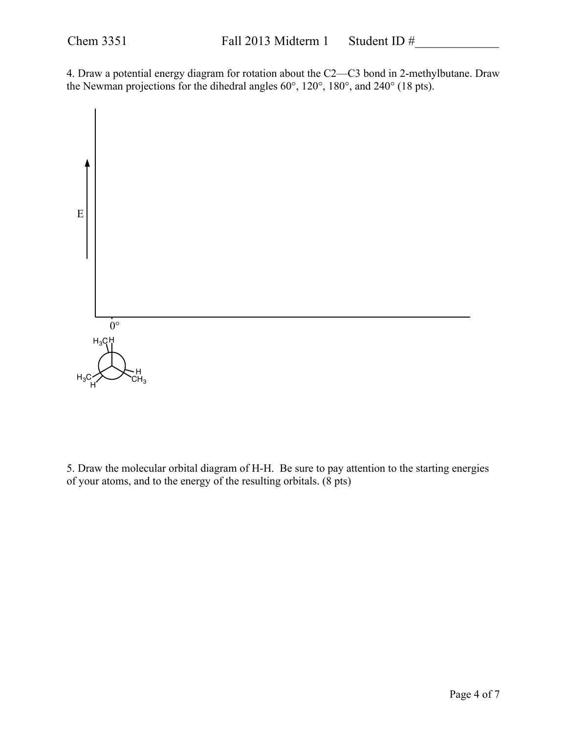4. Draw a potential energy diagram for rotation about the C2—C3 bond in 2-methylbutane. Draw the Newman projections for the dihedral angles 60°, 120°, 180°, and 240° (18 pts).

E

0°

$H_3C$ H

$H_3C$ H

H $CH_3$

5. Draw the molecular orbital diagram of H-H. Be sure to pay attention to the starting energies of your atoms, and to the energy of the resulting orbitals. (8 pts)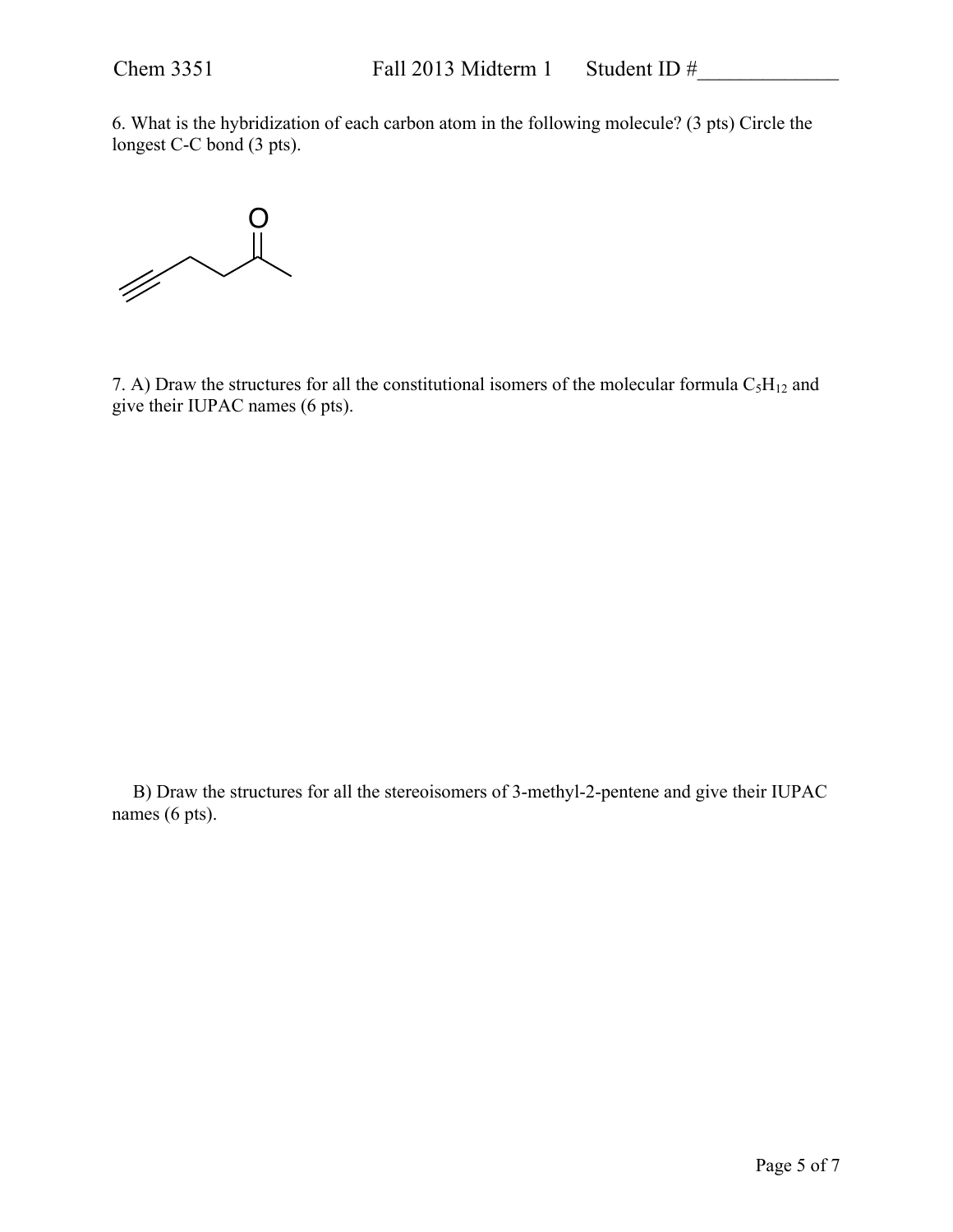6. What is the hybridization of each carbon atom in the following molecule? (3 pts) Circle the longest C-C bond (3 pts).

O

7. A) Draw the structures for all the constitutional isomers of the molecular formula $C_5H_{12}$ and give their IUPAC names (6 pts).

B) Draw the structures for all the stereoisomers of 3-methyl-2-pentene and give their IUPAC names (6 pts).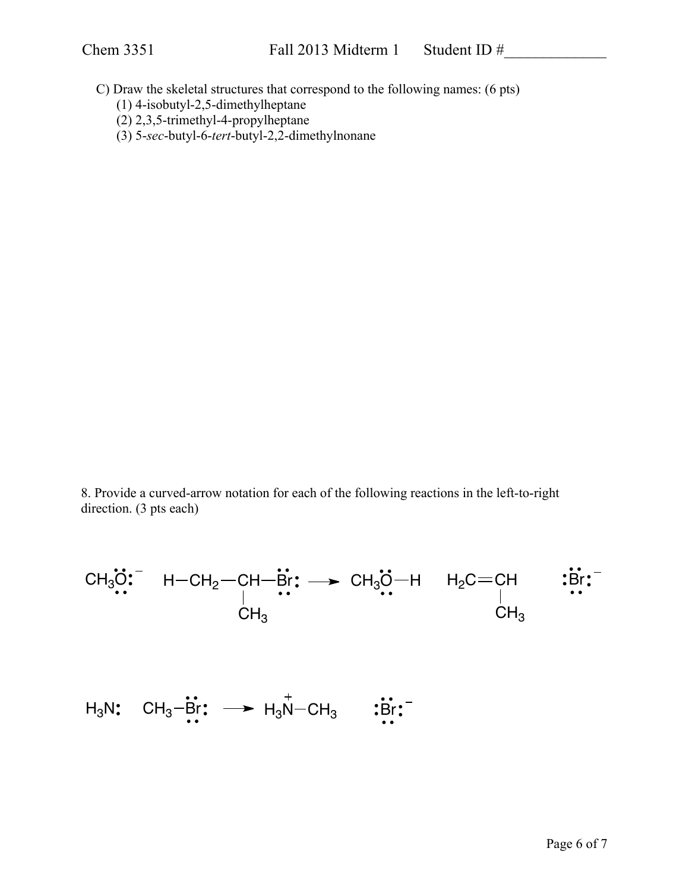C) Draw the skeletal structures that correspond to the following names: (6 pts)

(1) 4-isobutyl-2,5-dimethylheptane
(2) 2,3,5-trimethyl-4-propylheptane
(3) 5-*sec*-butyl-6-*tert*-butyl-2,2-dimethylnonane

8. Provide a curved-arrow notation for each of the following reactions in the left-to-right direction. (3 pts each)

$$CH_3\ddot{\underset{\cdot\cdot}{O}}:^- \quad H-CH_2-\underset{\underset{CH_3}{|}}{CH}-\ddot{\underset{\cdot\cdot}{Br}}: \longrightarrow CH_3\ddot{\underset{\cdot\cdot}{O}}-H \quad H_2C=\underset{\underset{CH_3}{|}}{CH} \quad :\ddot{\underset{\cdot\cdot}{Br}}:^-$$

$$H_3N: \quad CH_3-\ddot{\underset{\cdot\cdot}{Br}}: \longrightarrow H_3\overset{+}{N}-CH_3 \quad :\ddot{\underset{\cdot\cdot}{Br}}:^-$$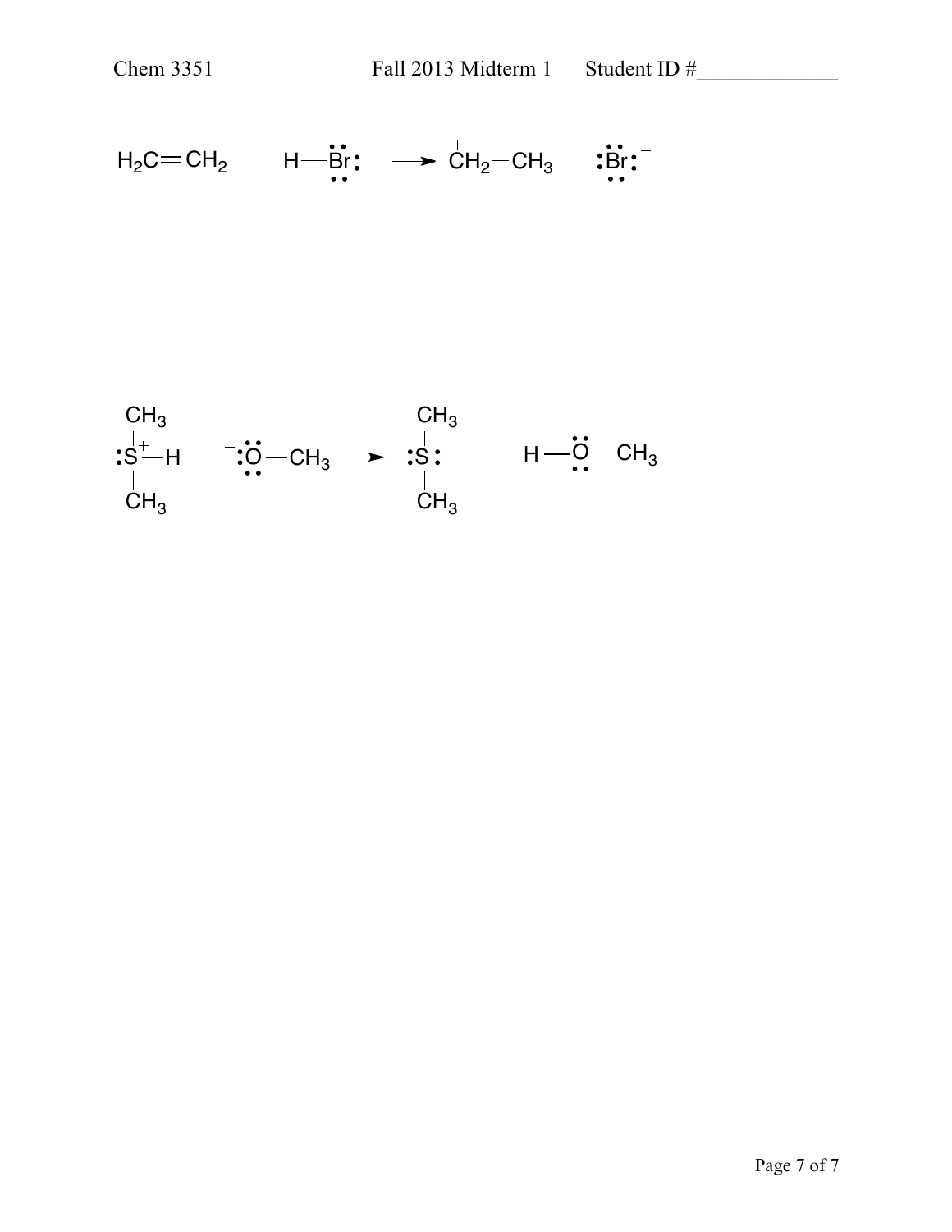$$H_2C{=}CH_2 \quad H{-}\ddot{\underset{..}{Br}}{:} \longrightarrow \overset{+}{C}H_2{-}CH_3 \quad {:}\ddot{\underset{..}{Br}}{:}^{-}$$

$$(CH_3)_2\overset{+}{S}{:}{-}H \quad {}^{-}{:}\ddot{\underset{..}{O}}{-}CH_3 \longrightarrow (CH_3)_2\ddot{S}{:} \quad H{-}\ddot{\underset{..}{O}}{-}CH_3$$